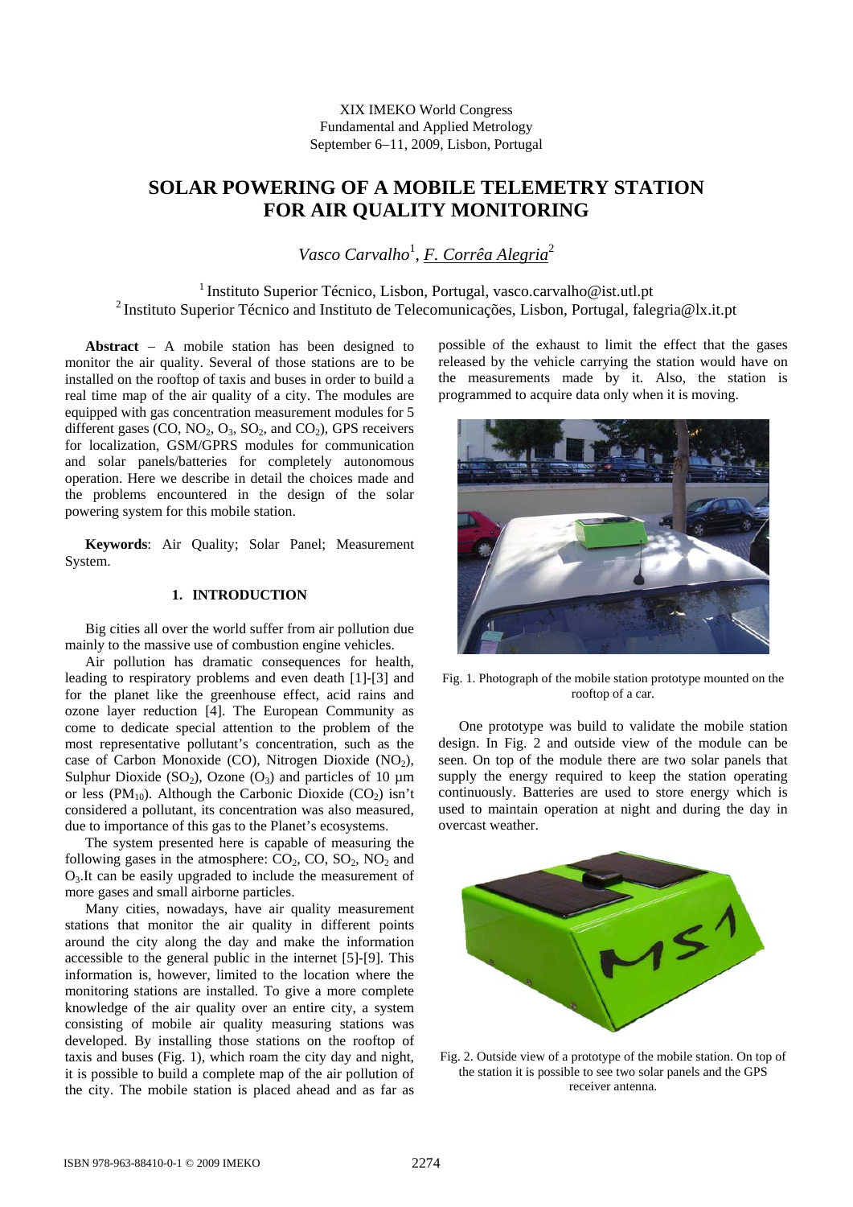XIX IMEKO World Congress
Fundamental and Applied Metrology
September 6–11, 2009, Lisbon, Portugal

# SOLAR POWERING OF A MOBILE TELEMETRY STATION FOR AIR QUALITY MONITORING

*Vasco Carvalho*[1], *F. Corrêa Alegria*[2]

[1] Instituto Superior Técnico, Lisbon, Portugal, vasco.carvalho@ist.utl.pt
[2] Instituto Superior Técnico and Instituto de Telecomunicações, Lisbon, Portugal, falegria@lx.it.pt

**Abstract** – A mobile station has been designed to monitor the air quality. Several of those stations are to be installed on the rooftop of taxis and buses in order to build a real time map of the air quality of a city. The modules are equipped with gas concentration measurement modules for 5 different gases (CO, $NO_2$, $O_3$, $SO_2$, and $CO_2$), GPS receivers for localization, GSM/GPRS modules for communication and solar panels/batteries for completely autonomous operation. Here we describe in detail the choices made and the problems encountered in the design of the solar powering system for this mobile station.

**Keywords**: Air Quality; Solar Panel; Measurement System.

## 1. INTRODUCTION

Big cities all over the world suffer from air pollution due mainly to the massive use of combustion engine vehicles.

Air pollution has dramatic consequences for health, leading to respiratory problems and even death [1]-[3] and for the planet like the greenhouse effect, acid rains and ozone layer reduction [4]. The European Community as come to dedicate special attention to the problem of the most representative pollutant's concentration, such as the case of Carbon Monoxide (CO), Nitrogen Dioxide ($NO_2$), Sulphur Dioxide ($SO_2$), Ozone ($O_3$) and particles of 10 µm or less ($PM_{10}$). Although the Carbonic Dioxide ($CO_2$) isn't considered a pollutant, its concentration was also measured, due to importance of this gas to the Planet's ecosystems.

The system presented here is capable of measuring the following gases in the atmosphere: $CO_2$, CO, $SO_2$, $NO_2$ and $O_3$.It can be easily upgraded to include the measurement of more gases and small airborne particles.

Many cities, nowadays, have air quality measurement stations that monitor the air quality in different points around the city along the day and make the information accessible to the general public in the internet [5]-[9]. This information is, however, limited to the location where the monitoring stations are installed. To give a more complete knowledge of the air quality over an entire city, a system consisting of mobile air quality measuring stations was developed. By installing those stations on the rooftop of taxis and buses (Fig. 1), which roam the city day and night, it is possible to build a complete map of the air pollution of the city. The mobile station is placed ahead and as far as possible of the exhaust to limit the effect that the gases released by the vehicle carrying the station would have on the measurements made by it. Also, the station is programmed to acquire data only when it is moving.

Fig. 1. Photograph of the mobile station prototype mounted on the rooftop of a car.

One prototype was build to validate the mobile station design. In Fig. 2 and outside view of the module can be seen. On top of the module there are two solar panels that supply the energy required to keep the station operating continuously. Batteries are used to store energy which is used to maintain operation at night and during the day in overcast weather.

Fig. 2. Outside view of a prototype of the mobile station. On top of the station it is possible to see two solar panels and the GPS receiver antenna.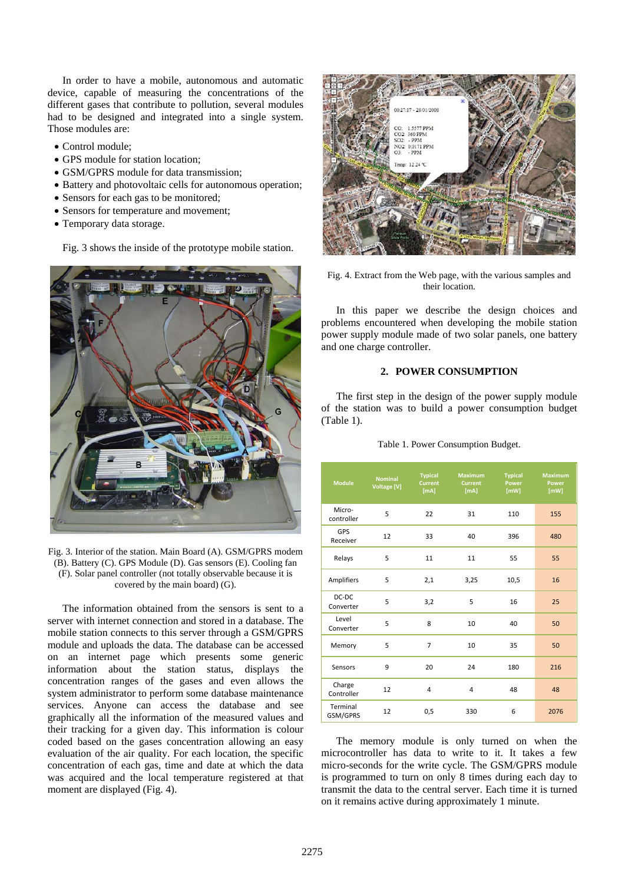In order to have a mobile, autonomous and automatic device, capable of measuring the concentrations of the different gases that contribute to pollution, several modules had to be designed and integrated into a single system. Those modules are:

- Control module;
- GPS module for station location;
- GSM/GPRS module for data transmission;
- Battery and photovoltaic cells for autonomous operation;
- Sensors for each gas to be monitored;
- Sensors for temperature and movement;
- Temporary data storage.

Fig. 3 shows the inside of the prototype mobile station.

Fig. 3. Interior of the station. Main Board (A). GSM/GPRS modem (B). Battery (C). GPS Module (D). Gas sensors (E). Cooling fan (F). Solar panel controller (not totally observable because it is covered by the main board) (G).

The information obtained from the sensors is sent to a server with internet connection and stored in a database. The mobile station connects to this server through a GSM/GPRS module and uploads the data. The database can be accessed on an internet page which presents some generic information about the station status, displays the concentration ranges of the gases and even allows the system administrator to perform some database maintenance services. Anyone can access the database and see graphically all the information of the measured values and their tracking for a given day. This information is colour coded based on the gases concentration allowing an easy evaluation of the air quality. For each location, the specific concentration of each gas, time and date at which the data was acquired and the local temperature registered at that moment are displayed (Fig. 4).

Fig. 4. Extract from the Web page, with the various samples and their location.

In this paper we describe the design choices and problems encountered when developing the mobile station power supply module made of two solar panels, one battery and one charge controller.

## 2. POWER CONSUMPTION

The first step in the design of the power supply module of the station was to build a power consumption budget (Table 1).

Table 1. Power Consumption Budget.

| Module | Nominal Voltage [V] | Typical Current [mA] | Maximum Current [mA] | Typical Power [mW] | Maximum Power [mW] |
|---|---|---|---|---|---|
| Micro-controller | 5 | 22 | 31 | 110 | 155 |
| GPS Receiver | 12 | 33 | 40 | 396 | 480 |
| Relays | 5 | 11 | 11 | 55 | 55 |
| Amplifiers | 5 | 2,1 | 3,25 | 10,5 | 16 |
| DC-DC Converter | 5 | 3,2 | 5 | 16 | 25 |
| Level Converter | 5 | 8 | 10 | 40 | 50 |
| Memory | 5 | 7 | 10 | 35 | 50 |
| Sensors | 9 | 20 | 24 | 180 | 216 |
| Charge Controller | 12 | 4 | 4 | 48 | 48 |
| Terminal GSM/GPRS | 12 | 0,5 | 330 | 6 | 2076 |

The memory module is only turned on when the microcontroller has data to write to it. It takes a few micro-seconds for the write cycle. The GSM/GPRS module is programmed to turn on only 8 times during each day to transmit the data to the central server. Each time it is turned on it remains active during approximately 1 minute.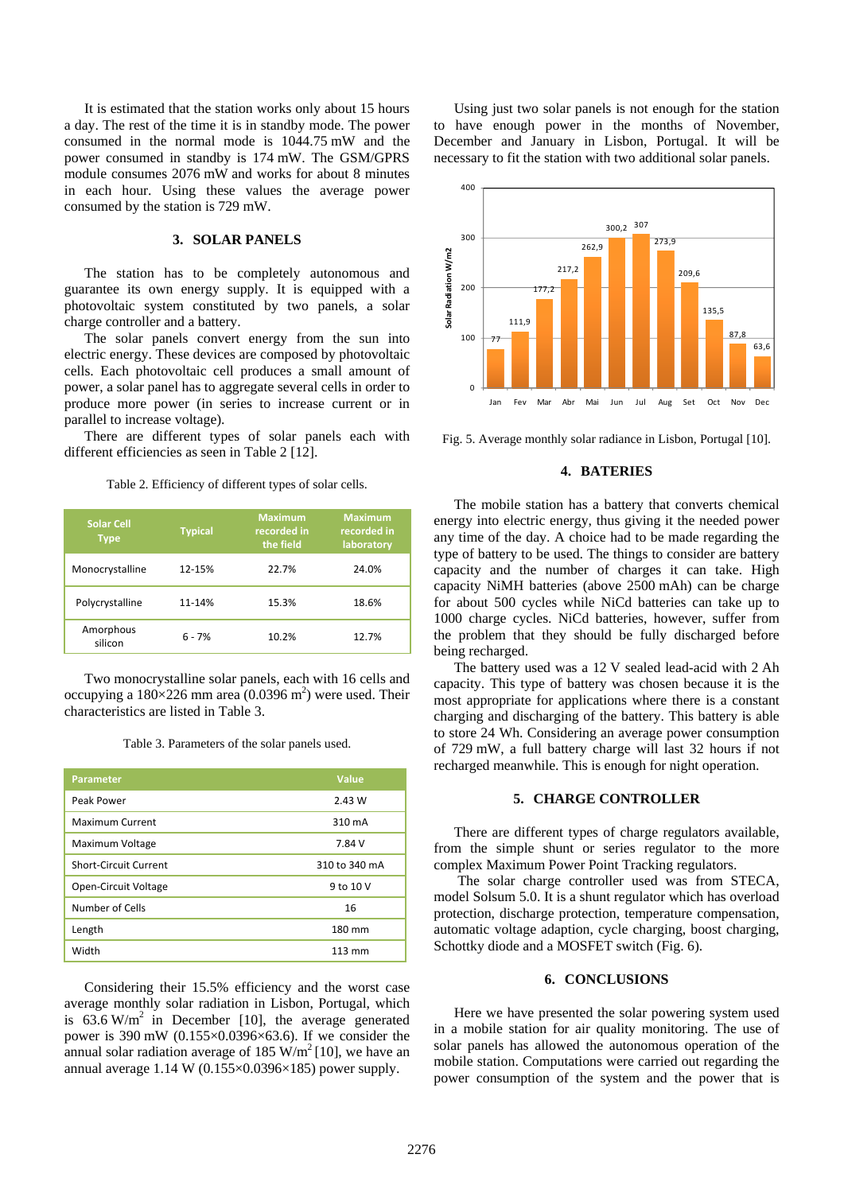It is estimated that the station works only about 15 hours a day. The rest of the time it is in standby mode. The power consumed in the normal mode is 1044.75 mW and the power consumed in standby is 174 mW. The GSM/GPRS module consumes 2076 mW and works for about 8 minutes in each hour. Using these values the average power consumed by the station is 729 mW.

## 3. SOLAR PANELS

The station has to be completely autonomous and guarantee its own energy supply. It is equipped with a photovoltaic system constituted by two panels, a solar charge controller and a battery.

The solar panels convert energy from the sun into electric energy. These devices are composed by photovoltaic cells. Each photovoltaic cell produces a small amount of power, a solar panel has to aggregate several cells in order to produce more power (in series to increase current or in parallel to increase voltage).

There are different types of solar panels each with different efficiencies as seen in Table 2 [12].

Table 2. Efficiency of different types of solar cells.

| Solar Cell Type | Typical | Maximum recorded in the field | Maximum recorded in laboratory |
|---|---|---|---|
| Monocrystalline | 12-15% | 22.7% | 24.0% |
| Polycrystalline | 11-14% | 15.3% | 18.6% |
| Amorphous silicon | 6 - 7% | 10.2% | 12.7% |

Two monocrystalline solar panels, each with 16 cells and occupying a 180×226 mm area (0.0396 $m^2$) were used. Their characteristics are listed in Table 3.

Table 3. Parameters of the solar panels used.

| Parameter | Value |
|---|---|
| Peak Power | 2.43 W |
| Maximum Current | 310 mA |
| Maximum Voltage | 7.84 V |
| Short-Circuit Current | 310 to 340 mA |
| Open-Circuit Voltage | 9 to 10 V |
| Number of Cells | 16 |
| Length | 180 mm |
| Width | 113 mm |

Considering their 15.5% efficiency and the worst case average monthly solar radiation in Lisbon, Portugal, which is 63.6 W/$m^2$ in December [10], the average generated power is 390 mW (0.155×0.0396×63.6). If we consider the annual solar radiation average of 185 W/$m^2$ [10], we have an annual average 1.14 W (0.155×0.0396×185) power supply.

Using just two solar panels is not enough for the station to have enough power in the months of November, December and January in Lisbon, Portugal. It will be necessary to fit the station with two additional solar panels.

Fig. 5. Average monthly solar radiance in Lisbon, Portugal [10].

| Month | Jan | Fev | Mar | Abr | Mai | Jun | Jul | Aug | Set | Oct | Nov | Dec |
|---|---|---|---|---|---|---|---|---|---|---|---|---|
| Solar Radiation W/m2 | 77 | 111,9 | 177,2 | 217,2 | 262,9 | 300,2 | 307 | 273,9 | 209,6 | 135,5 | 87,8 | 63,6 |

## 4. BATERIES

The mobile station has a battery that converts chemical energy into electric energy, thus giving it the needed power any time of the day. A choice had to be made regarding the type of battery to be used. The things to consider are battery capacity and the number of charges it can take. High capacity NiMH batteries (above 2500 mAh) can be charge for about 500 cycles while NiCd batteries can take up to 1000 charge cycles. NiCd batteries, however, suffer from the problem that they should be fully discharged before being recharged.

The battery used was a 12 V sealed lead-acid with 2 Ah capacity. This type of battery was chosen because it is the most appropriate for applications where there is a constant charging and discharging of the battery. This battery is able to store 24 Wh. Considering an average power consumption of 729 mW, a full battery charge will last 32 hours if not recharged meanwhile. This is enough for night operation.

## 5. CHARGE CONTROLLER

There are different types of charge regulators available, from the simple shunt or series regulator to the more complex Maximum Power Point Tracking regulators.

The solar charge controller used was from STECA, model Solsum 5.0. It is a shunt regulator which has overload protection, discharge protection, temperature compensation, automatic voltage adaption, cycle charging, boost charging, Schottky diode and a MOSFET switch (Fig. 6).

## 6. CONCLUSIONS

Here we have presented the solar powering system used in a mobile station for air quality monitoring. The use of solar panels has allowed the autonomous operation of the mobile station. Computations were carried out regarding the power consumption of the system and the power that is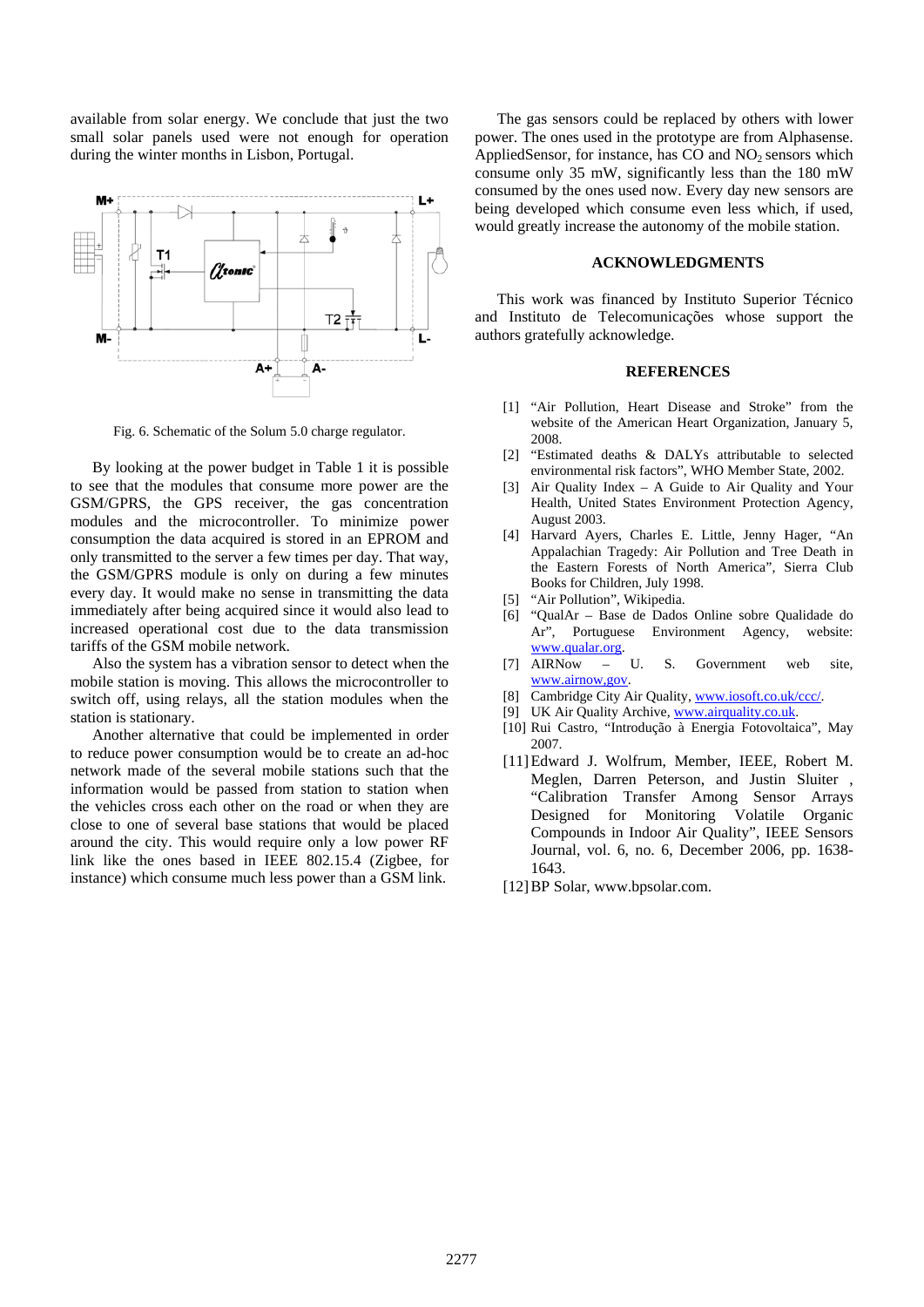available from solar energy. We conclude that just the two small solar panels used were not enough for operation during the winter months in Lisbon, Portugal.

M+ L+ T1 T2 M- L- A+ A-

Fig. 6. Schematic of the Solum 5.0 charge regulator.

By looking at the power budget in Table 1 it is possible to see that the modules that consume more power are the GSM/GPRS, the GPS receiver, the gas concentration modules and the microcontroller. To minimize power consumption the data acquired is stored in an EPROM and only transmitted to the server a few times per day. That way, the GSM/GPRS module is only on during a few minutes every day. It would make no sense in transmitting the data immediately after being acquired since it would also lead to increased operational cost due to the data transmission tariffs of the GSM mobile network.

Also the system has a vibration sensor to detect when the mobile station is moving. This allows the microcontroller to switch off, using relays, all the station modules when the station is stationary.

Another alternative that could be implemented in order to reduce power consumption would be to create an ad-hoc network made of the several mobile stations such that the information would be passed from station to station when the vehicles cross each other on the road or when they are close to one of several base stations that would be placed around the city. This would require only a low power RF link like the ones based in IEEE 802.15.4 (Zigbee, for instance) which consume much less power than a GSM link.

The gas sensors could be replaced by others with lower power. The ones used in the prototype are from Alphasense. AppliedSensor, for instance, has CO and $NO_2$ sensors which consume only 35 mW, significantly less than the 180 mW consumed by the ones used now. Every day new sensors are being developed which consume even less which, if used, would greatly increase the autonomy of the mobile station.

## ACKNOWLEDGMENTS

This work was financed by Instituto Superior Técnico and Instituto de Telecomunicações whose support the authors gratefully acknowledge.

## REFERENCES

[1] "Air Pollution, Heart Disease and Stroke" from the website of the American Heart Organization, January 5, 2008.

[2] "Estimated deaths & DALYs attributable to selected environmental risk factors", WHO Member State, 2002.

[3] Air Quality Index – A Guide to Air Quality and Your Health, United States Environment Protection Agency, August 2003.

[4] Harvard Ayers, Charles E. Little, Jenny Hager, "An Appalachian Tragedy: Air Pollution and Tree Death in the Eastern Forests of North America", Sierra Club Books for Children, July 1998.

[5] "Air Pollution", Wikipedia.

[6] "QualAr – Base de Dados Online sobre Qualidade do Ar", Portuguese Environment Agency, website: www.qualar.org.

[7] AIRNow – U. S. Government web site, www.airnow.gov.

[8] Cambridge City Air Quality, www.iosoft.co.uk/ccc/.

[9] UK Air Quality Archive, www.airquality.co.uk.

[10] Rui Castro, "Introdução à Energia Fotovoltaica", May 2007.

[11] Edward J. Wolfrum, Member, IEEE, Robert M. Meglen, Darren Peterson, and Justin Sluiter , "Calibration Transfer Among Sensor Arrays Designed for Monitoring Volatile Organic Compounds in Indoor Air Quality", IEEE Sensors Journal, vol. 6, no. 6, December 2006, pp. 1638-1643.

[12] BP Solar, www.bpsolar.com.